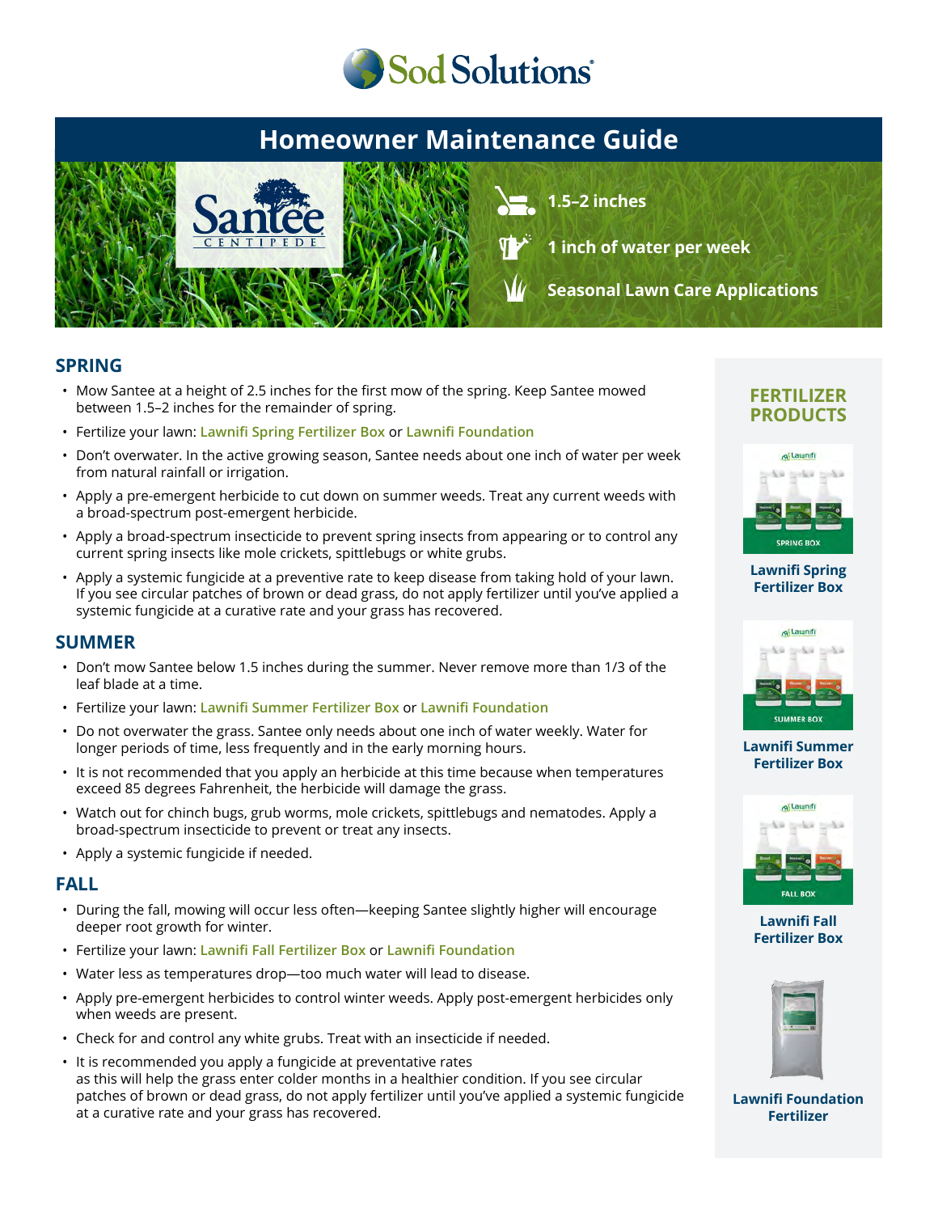# Sod Solutions

## Homeowner Maintenance Guide

Santee CENTIPEDE

- 1.5–2 inches
- 1 inch of water per week
- Seasonal Lawn Care Applications

## SPRING

- Mow Santee at a height of 2.5 inches for the first mow of the spring. Keep Santee mowed between 1.5–2 inches for the remainder of spring.
- Fertilize your lawn: Lawnifi Spring Fertilizer Box or Lawnifi Foundation
- Don't overwater. In the active growing season, Santee needs about one inch of water per week from natural rainfall or irrigation.
- Apply a pre-emergent herbicide to cut down on summer weeds. Treat any current weeds with a broad-spectrum post-emergent herbicide.
- Apply a broad-spectrum insecticide to prevent spring insects from appearing or to control any current spring insects like mole crickets, spittlebugs or white grubs.
- Apply a systemic fungicide at a preventive rate to keep disease from taking hold of your lawn. If you see circular patches of brown or dead grass, do not apply fertilizer until you've applied a systemic fungicide at a curative rate and your grass has recovered.

## SUMMER

- Don't mow Santee below 1.5 inches during the summer. Never remove more than 1/3 of the leaf blade at a time.
- Fertilize your lawn: Lawnifi Summer Fertilizer Box or Lawnifi Foundation
- Do not overwater the grass. Santee only needs about one inch of water weekly. Water for longer periods of time, less frequently and in the early morning hours.
- It is not recommended that you apply an herbicide at this time because when temperatures exceed 85 degrees Fahrenheit, the herbicide will damage the grass.
- Watch out for chinch bugs, grub worms, mole crickets, spittlebugs and nematodes. Apply a broad-spectrum insecticide to prevent or treat any insects.
- Apply a systemic fungicide if needed.

## FALL

- During the fall, mowing will occur less often—keeping Santee slightly higher will encourage deeper root growth for winter.
- Fertilize your lawn: Lawnifi Fall Fertilizer Box or Lawnifi Foundation
- Water less as temperatures drop—too much water will lead to disease.
- Apply pre-emergent herbicides to control winter weeds. Apply post-emergent herbicides only when weeds are present.
- Check for and control any white grubs. Treat with an insecticide if needed.
- It is recommended you apply a fungicide at preventative rates as this will help the grass enter colder months in a healthier condition. If you see circular patches of brown or dead grass, do not apply fertilizer until you've applied a systemic fungicide at a curative rate and your grass has recovered.

## FERTILIZER PRODUCTS

- Lawnifi Spring Fertilizer Box
- Lawnifi Summer Fertilizer Box
- Lawnifi Fall Fertilizer Box
- Lawnifi Foundation Fertilizer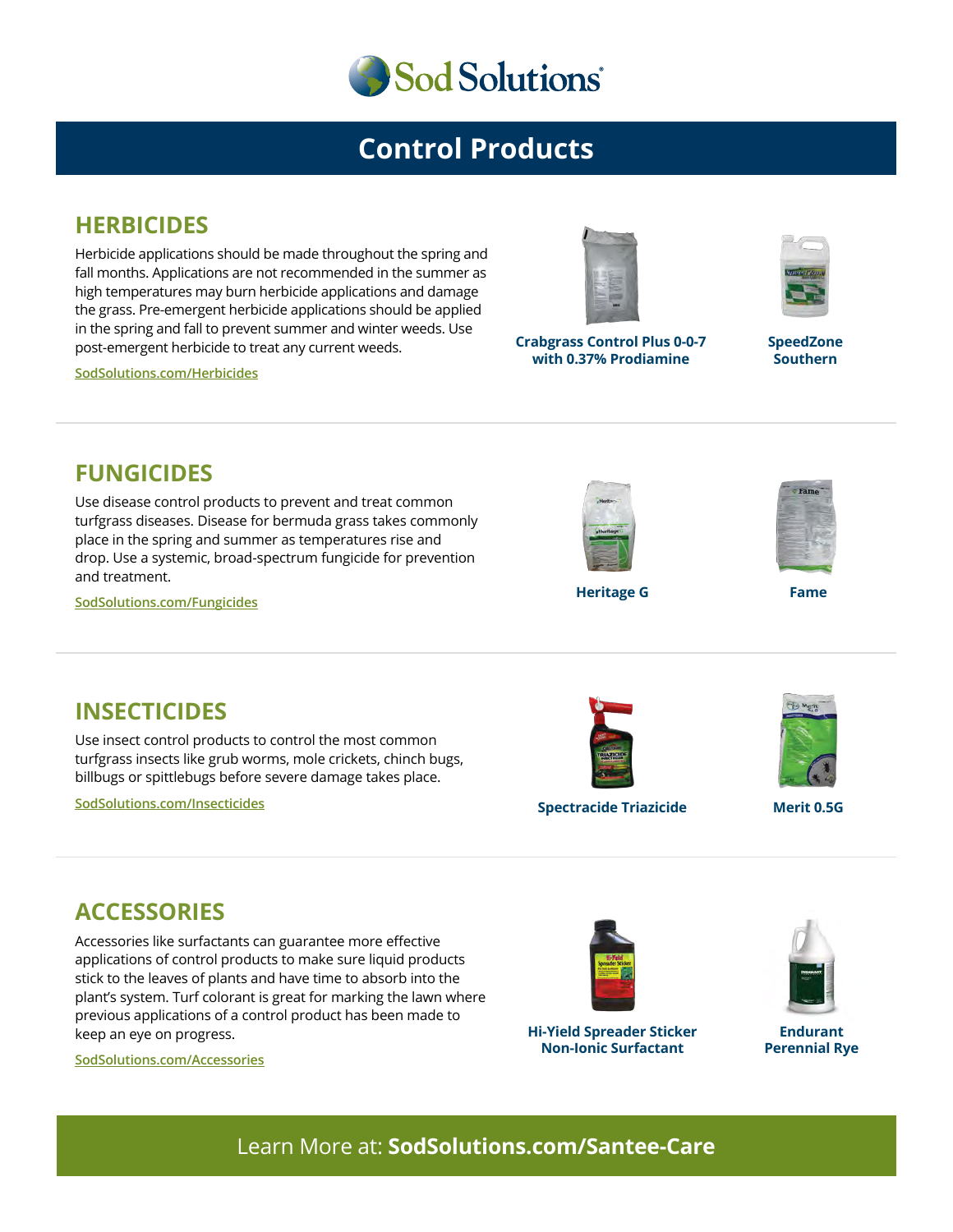# Control Products

## HERBICIDES

Herbicide applications should be made throughout the spring and fall months. Applications are not recommended in the summer as high temperatures may burn herbicide applications and damage the grass. Pre-emergent herbicide applications should be applied in the spring and fall to prevent summer and winter weeds. Use post-emergent herbicide to treat any current weeds.

SodSolutions.com/Herbicides

**Crabgrass Control Plus 0-0-7 with 0.37% Prodiamine**

**SpeedZone Southern**

## FUNGICIDES

Use disease control products to prevent and treat common turfgrass diseases. Disease for bermuda grass takes commonly place in the spring and summer as temperatures rise and drop. Use a systemic, broad-spectrum fungicide for prevention and treatment.

SodSolutions.com/Fungicides

**Heritage G**

**Fame**

## INSECTICIDES

Use insect control products to control the most common turfgrass insects like grub worms, mole crickets, chinch bugs, billbugs or spittlebugs before severe damage takes place.

SodSolutions.com/Insecticides

**Spectracide Triazicide**

**Merit 0.5G**

## ACCESSORIES

Accessories like surfactants can guarantee more effective applications of control products to make sure liquid products stick to the leaves of plants and have time to absorb into the plant's system. Turf colorant is great for marking the lawn where previous applications of a control product has been made to keep an eye on progress.

SodSolutions.com/Accessories

**Hi-Yield Spreader Sticker Non-Ionic Surfactant**

**Endurant Perennial Rye**

Learn More at: **SodSolutions.com/Santee-Care**